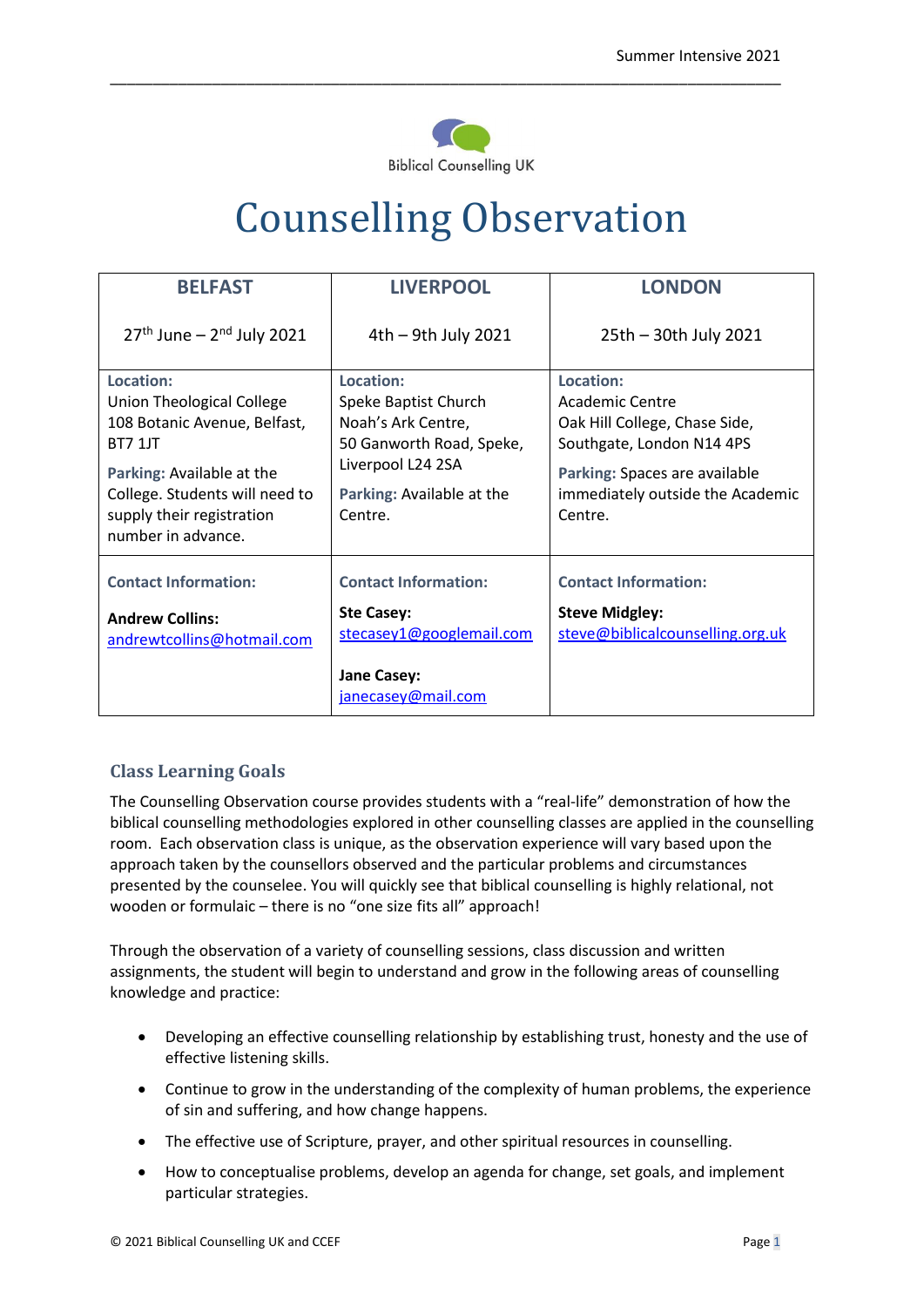Biblical Counselling UK

# Counselling Observation

| BELFAST | LIVERPOOL | LONDON |
|---|---|---|
| 27th June – 2nd July 2021 | 4th – 9th July 2021 | 25th – 30th July 2021 |
| **Location:** Union Theological College 108 Botanic Avenue, Belfast, BT7 1JT<br>**Parking:** Available at the College. Students will need to supply their registration number in advance. | **Location:** Speke Baptist Church Noah's Ark Centre, 50 Ganworth Road, Speke, Liverpool L24 2SA<br>**Parking:** Available at the Centre. | **Location:** Academic Centre Oak Hill College, Chase Side, Southgate, London N14 4PS<br>**Parking:** Spaces are available immediately outside the Academic Centre. |
| **Contact Information:**<br>**Andrew Collins:** andrewtcollins@hotmail.com | **Contact Information:**<br>**Ste Casey:** stecasey1@googlemail.com<br>**Jane Casey:** janecasey@mail.com | **Contact Information:**<br>**Steve Midgley:** steve@biblicalcounselling.org.uk |

## Class Learning Goals

The Counselling Observation course provides students with a "real-life" demonstration of how the biblical counselling methodologies explored in other counselling classes are applied in the counselling room. Each observation class is unique, as the observation experience will vary based upon the approach taken by the counsellors observed and the particular problems and circumstances presented by the counselee. You will quickly see that biblical counselling is highly relational, not wooden or formulaic – there is no "one size fits all" approach!

Through the observation of a variety of counselling sessions, class discussion and written assignments, the student will begin to understand and grow in the following areas of counselling knowledge and practice:

- Developing an effective counselling relationship by establishing trust, honesty and the use of effective listening skills.
- Continue to grow in the understanding of the complexity of human problems, the experience of sin and suffering, and how change happens.
- The effective use of Scripture, prayer, and other spiritual resources in counselling.
- How to conceptualise problems, develop an agenda for change, set goals, and implement particular strategies.

© 2021 Biblical Counselling UK and CCEF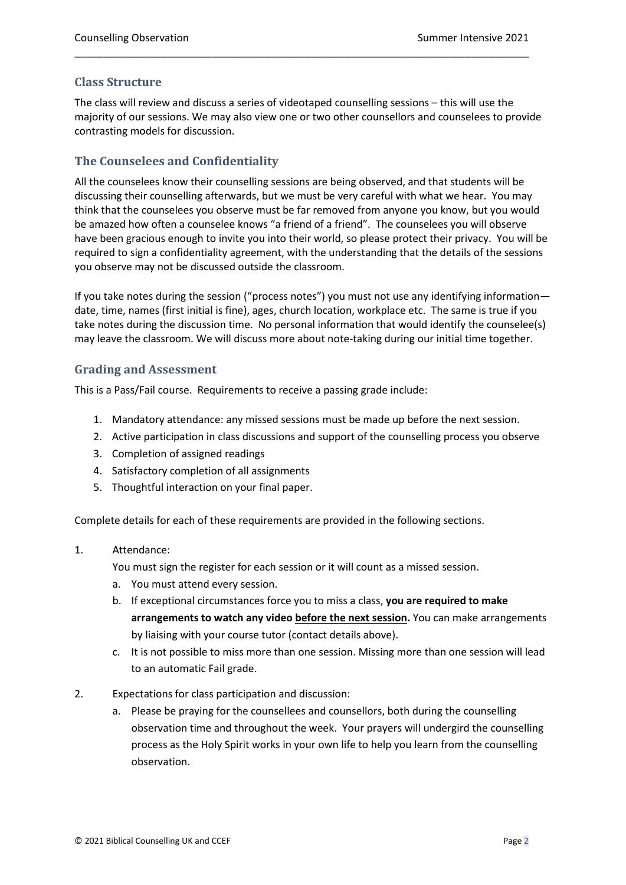## Class Structure

The class will review and discuss a series of videotaped counselling sessions – this will use the majority of our sessions. We may also view one or two other counsellors and counselees to provide contrasting models for discussion.

## The Counselees and Confidentiality

All the counselees know their counselling sessions are being observed, and that students will be discussing their counselling afterwards, but we must be very careful with what we hear. You may think that the counselees you observe must be far removed from anyone you know, but you would be amazed how often a counselee knows "a friend of a friend". The counselees you will observe have been gracious enough to invite you into their world, so please protect their privacy. You will be required to sign a confidentiality agreement, with the understanding that the details of the sessions you observe may not be discussed outside the classroom.

If you take notes during the session ("process notes") you must not use any identifying information—date, time, names (first initial is fine), ages, church location, workplace etc. The same is true if you take notes during the discussion time. No personal information that would identify the counselee(s) may leave the classroom. We will discuss more about note-taking during our initial time together.

## Grading and Assessment

This is a Pass/Fail course. Requirements to receive a passing grade include:

1. Mandatory attendance: any missed sessions must be made up before the next session.
2. Active participation in class discussions and support of the counselling process you observe
3. Completion of assigned readings
4. Satisfactory completion of all assignments
5. Thoughtful interaction on your final paper.

Complete details for each of these requirements are provided in the following sections.

1. Attendance:
   You must sign the register for each session or it will count as a missed session.
   a. You must attend every session.
   b. If exceptional circumstances force you to miss a class, **you are required to make arrangements to watch any video <u>before the next session</u>.** You can make arrangements by liaising with your course tutor (contact details above).
   c. It is not possible to miss more than one session. Missing more than one session will lead to an automatic Fail grade.

2. Expectations for class participation and discussion:
   a. Please be praying for the counsellees and counsellors, both during the counselling observation time and throughout the week. Your prayers will undergird the counselling process as the Holy Spirit works in your own life to help you learn from the counselling observation.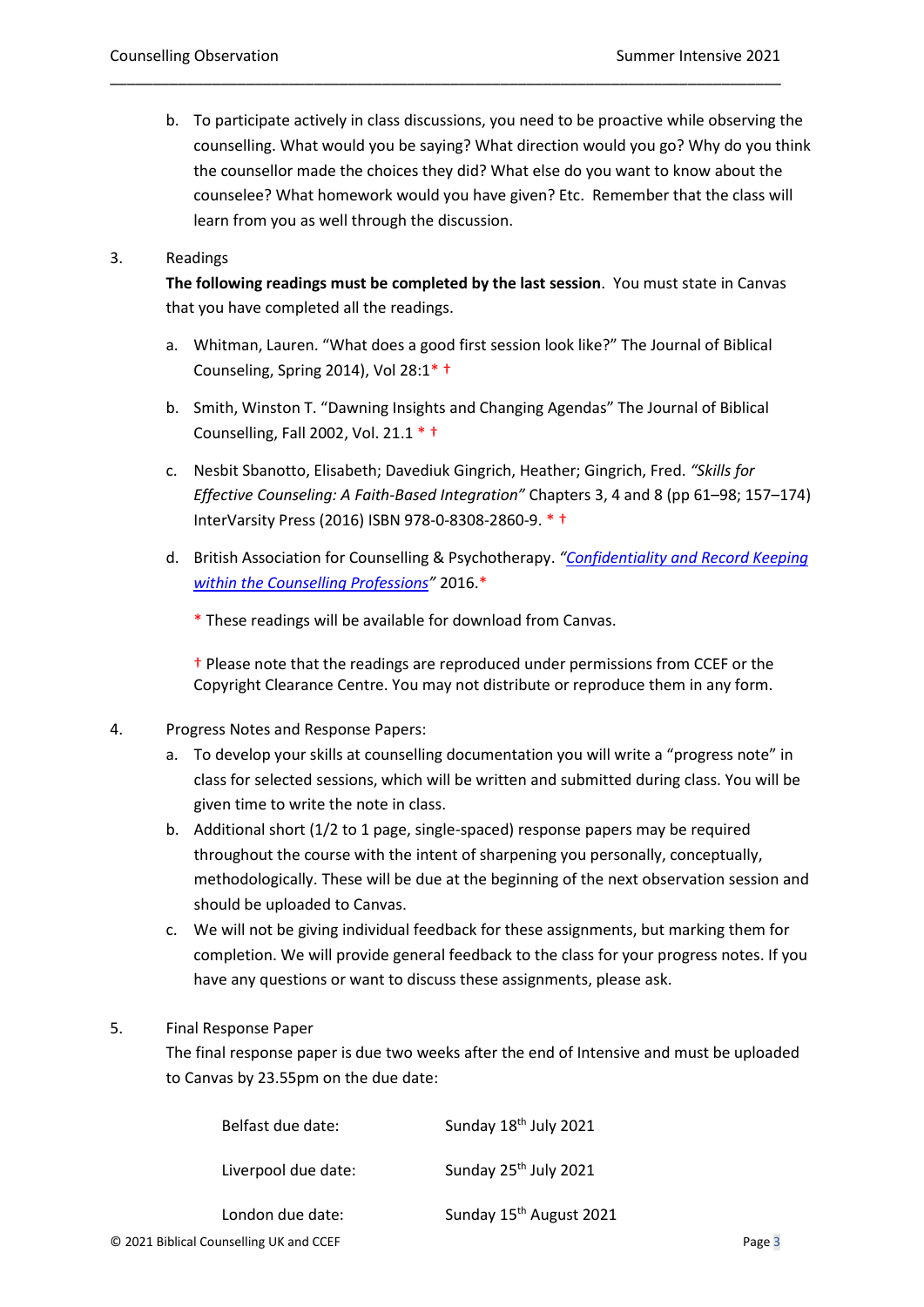b. To participate actively in class discussions, you need to be proactive while observing the counselling. What would you be saying? What direction would you go? Why do you think the counsellor made the choices they did? What else do you want to know about the counselee? What homework would you have given? Etc. Remember that the class will learn from you as well through the discussion.

3. Readings

**The following readings must be completed by the last session**. You must state in Canvas that you have completed all the readings.

a. Whitman, Lauren. "What does a good first session look like?" The Journal of Biblical Counseling, Spring 2014), Vol 28:1* †

b. Smith, Winston T. "Dawning Insights and Changing Agendas" The Journal of Biblical Counselling, Fall 2002, Vol. 21.1 * †

c. Nesbit Sbanotto, Elisabeth; Davediuk Gingrich, Heather; Gingrich, Fred. *"Skills for Effective Counseling: A Faith-Based Integration"* Chapters 3, 4 and 8 (pp 61–98; 157–174) InterVarsity Press (2016) ISBN 978-0-8308-2860-9. * †

d. British Association for Counselling & Psychotherapy. *"Confidentiality and Record Keeping within the Counselling Professions"* 2016.*

\* These readings will be available for download from Canvas.

† Please note that the readings are reproduced under permissions from CCEF or the Copyright Clearance Centre. You may not distribute or reproduce them in any form.

4. Progress Notes and Response Papers:

a. To develop your skills at counselling documentation you will write a "progress note" in class for selected sessions, which will be written and submitted during class. You will be given time to write the note in class.

b. Additional short (1/2 to 1 page, single-spaced) response papers may be required throughout the course with the intent of sharpening you personally, conceptually, methodologically. These will be due at the beginning of the next observation session and should be uploaded to Canvas.

c. We will not be giving individual feedback for these assignments, but marking them for completion. We will provide general feedback to the class for your progress notes. If you have any questions or want to discuss these assignments, please ask.

5. Final Response Paper

The final response paper is due two weeks after the end of Intensive and must be uploaded to Canvas by 23.55pm on the due date:

| | |
|---|---|
| Belfast due date: | Sunday 18th July 2021 |
| Liverpool due date: | Sunday 25th July 2021 |
| London due date: | Sunday 15th August 2021 |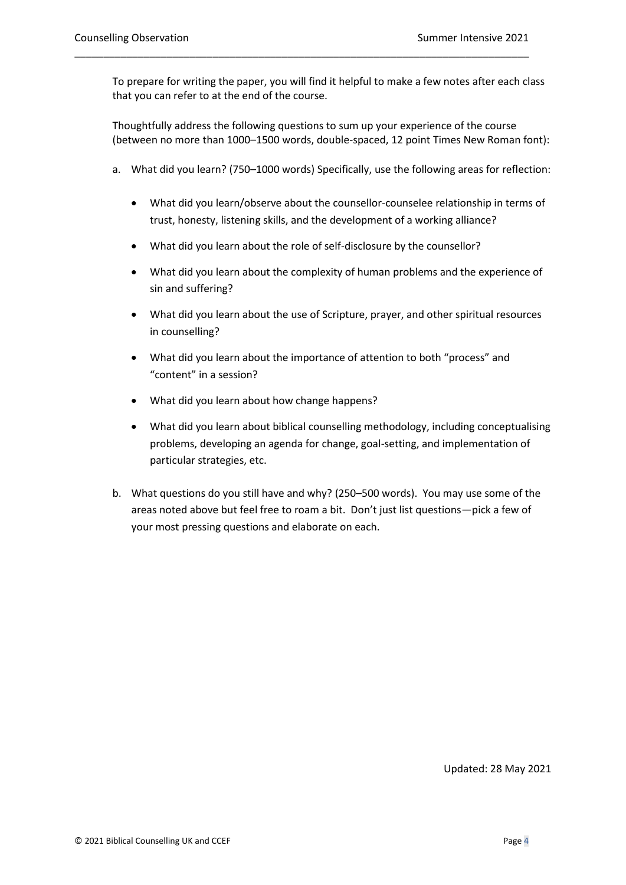To prepare for writing the paper, you will find it helpful to make a few notes after each class that you can refer to at the end of the course.

Thoughtfully address the following questions to sum up your experience of the course (between no more than 1000–1500 words, double-spaced, 12 point Times New Roman font):

a. What did you learn? (750–1000 words) Specifically, use the following areas for reflection:

   - What did you learn/observe about the counsellor-counselee relationship in terms of trust, honesty, listening skills, and the development of a working alliance?
   - What did you learn about the role of self-disclosure by the counsellor?
   - What did you learn about the complexity of human problems and the experience of sin and suffering?
   - What did you learn about the use of Scripture, prayer, and other spiritual resources in counselling?
   - What did you learn about the importance of attention to both "process" and "content" in a session?
   - What did you learn about how change happens?
   - What did you learn about biblical counselling methodology, including conceptualising problems, developing an agenda for change, goal-setting, and implementation of particular strategies, etc.

b. What questions do you still have and why? (250–500 words). You may use some of the areas noted above but feel free to roam a bit. Don't just list questions—pick a few of your most pressing questions and elaborate on each.

Updated: 28 May 2021